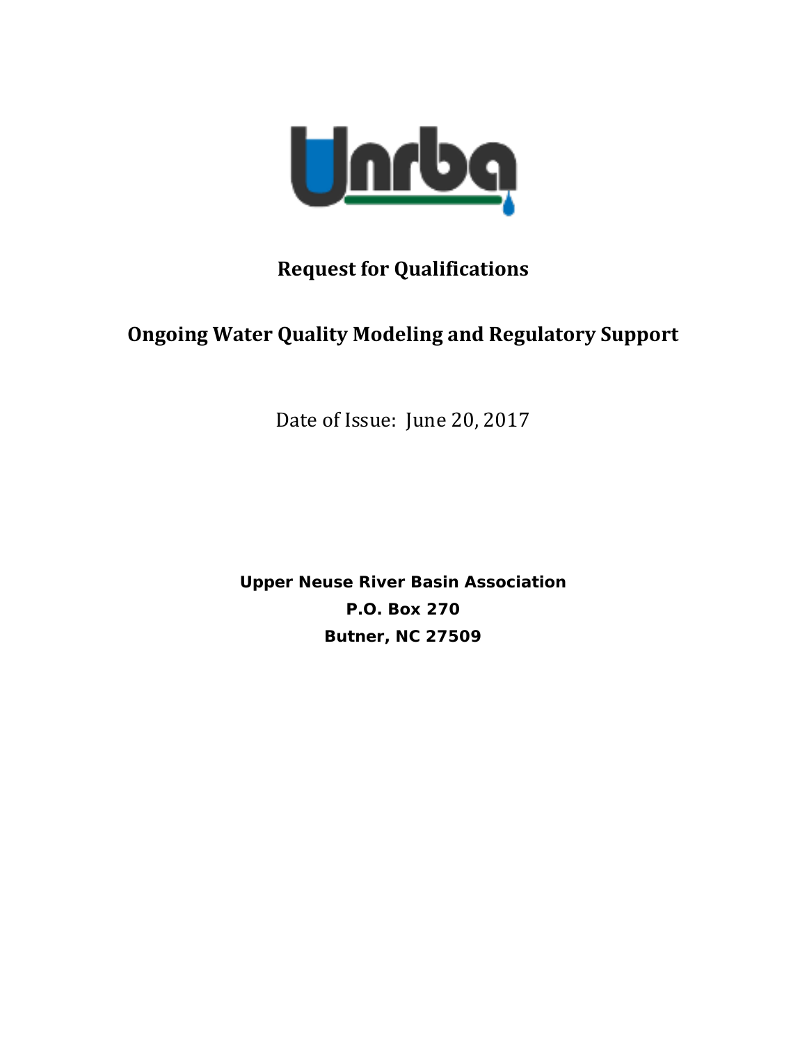# Request for Qualifications

## Ongoing Water Quality Modeling and Regulatory Support

Date of Issue: June 20, 2017

**Upper Neuse River Basin Association**
**P.O. Box 270**
**Butner, NC 27509**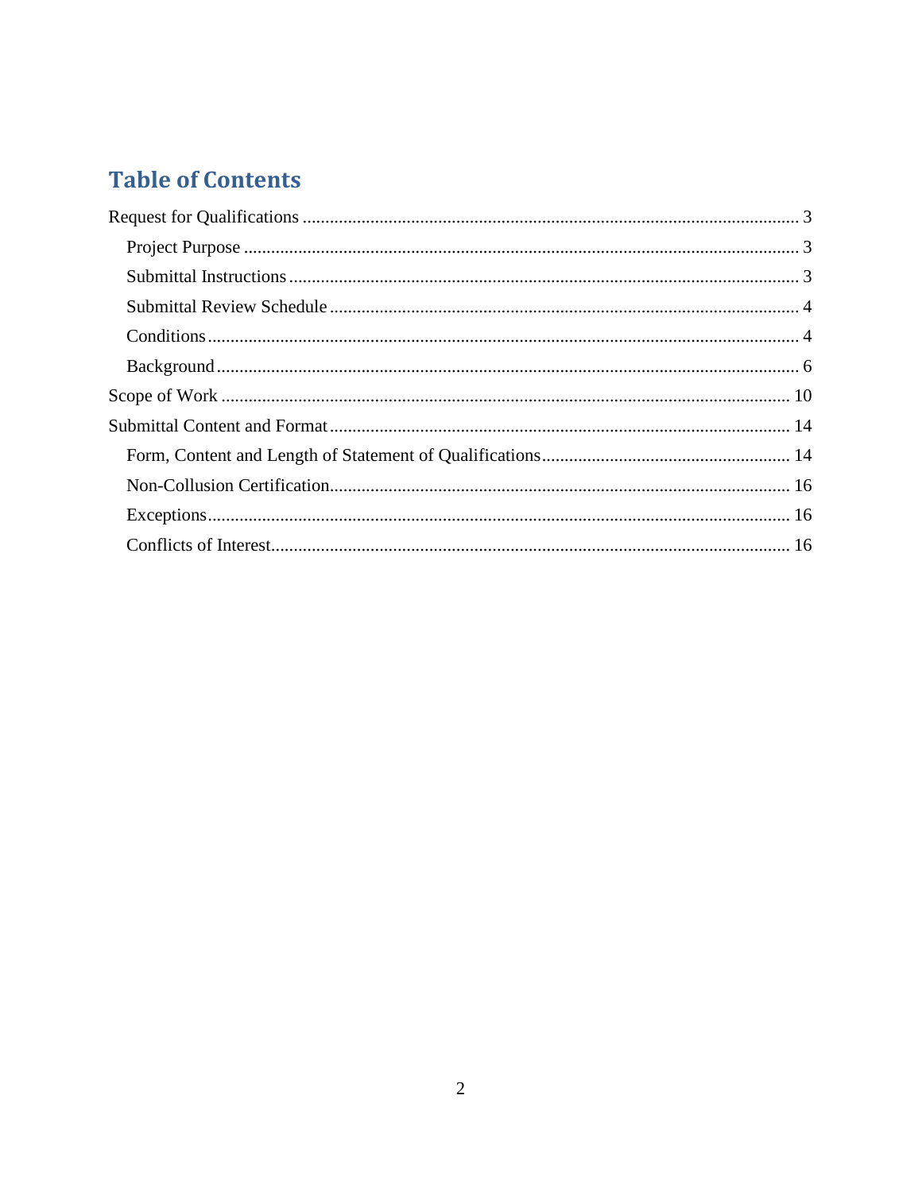## Table of Contents

Request for Qualifications ........................................................................................................ 3

- Project Purpose ........................................................................................................ 3
- Submittal Instructions ........................................................................................................ 3
- Submittal Review Schedule ........................................................................................................ 4
- Conditions ........................................................................................................ 4
- Background ........................................................................................................ 6

Scope of Work ........................................................................................................ 10

Submittal Content and Format ........................................................................................................ 14

- Form, Content and Length of Statement of Qualifications ........................................................................................................ 14
- Non-Collusion Certification ........................................................................................................ 16
- Exceptions ........................................................................................................ 16
- Conflicts of Interest ........................................................................................................ 16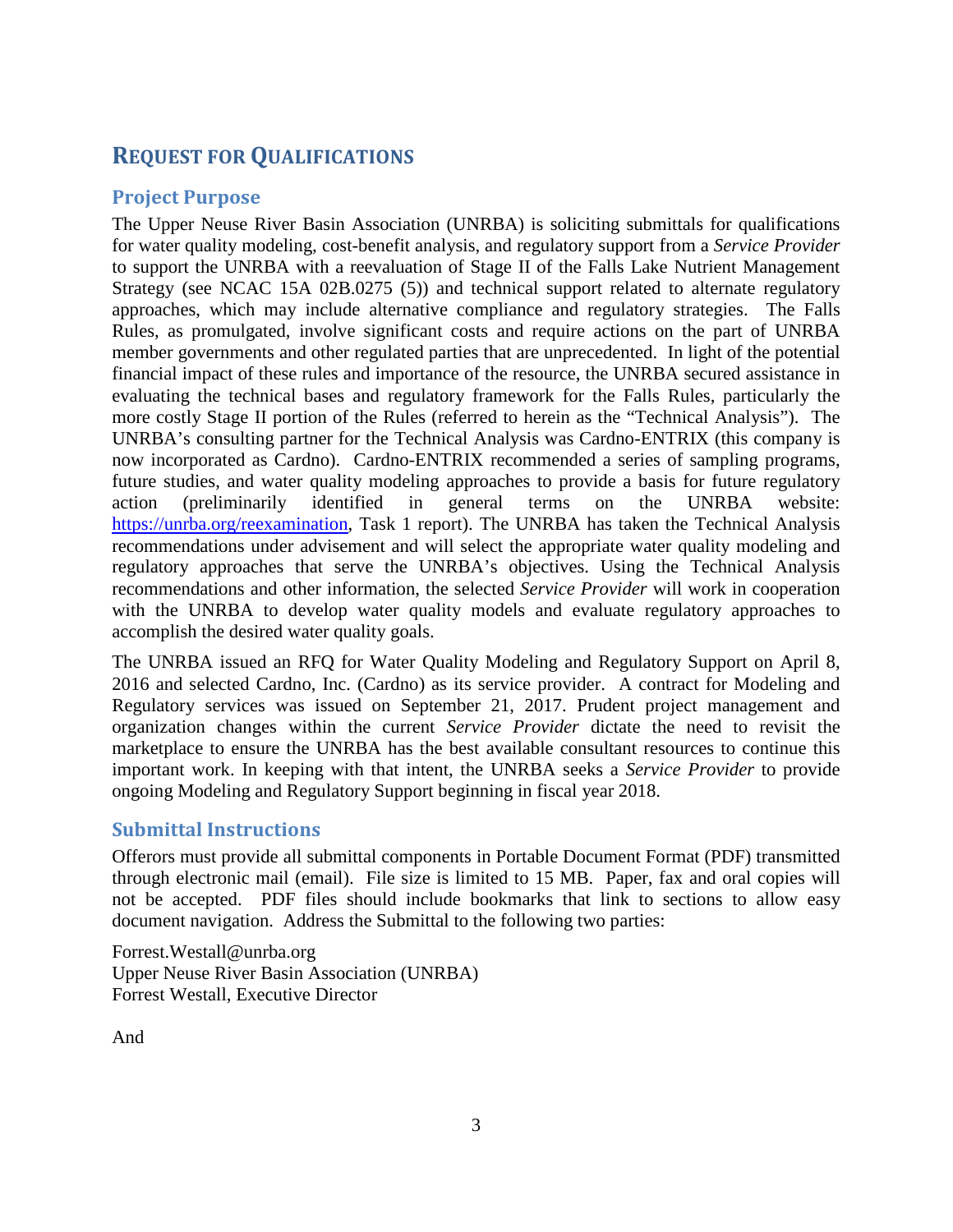# REQUEST FOR QUALIFICATIONS

## Project Purpose

The Upper Neuse River Basin Association (UNRBA) is soliciting submittals for qualifications for water quality modeling, cost-benefit analysis, and regulatory support from a *Service Provider* to support the UNRBA with a reevaluation of Stage II of the Falls Lake Nutrient Management Strategy (see NCAC 15A 02B.0275 (5)) and technical support related to alternate regulatory approaches, which may include alternative compliance and regulatory strategies. The Falls Rules, as promulgated, involve significant costs and require actions on the part of UNRBA member governments and other regulated parties that are unprecedented. In light of the potential financial impact of these rules and importance of the resource, the UNRBA secured assistance in evaluating the technical bases and regulatory framework for the Falls Rules, particularly the more costly Stage II portion of the Rules (referred to herein as the "Technical Analysis"). The UNRBA's consulting partner for the Technical Analysis was Cardno-ENTRIX (this company is now incorporated as Cardno). Cardno-ENTRIX recommended a series of sampling programs, future studies, and water quality modeling approaches to provide a basis for future regulatory action (preliminarily identified in general terms on the UNRBA website: [https://unrba.org/reexamination](https://unrba.org/reexamination), Task 1 report). The UNRBA has taken the Technical Analysis recommendations under advisement and will select the appropriate water quality modeling and regulatory approaches that serve the UNRBA's objectives. Using the Technical Analysis recommendations and other information, the selected *Service Provider* will work in cooperation with the UNRBA to develop water quality models and evaluate regulatory approaches to accomplish the desired water quality goals.

The UNRBA issued an RFQ for Water Quality Modeling and Regulatory Support on April 8, 2016 and selected Cardno, Inc. (Cardno) as its service provider. A contract for Modeling and Regulatory services was issued on September 21, 2017. Prudent project management and organization changes within the current *Service Provider* dictate the need to revisit the marketplace to ensure the UNRBA has the best available consultant resources to continue this important work. In keeping with that intent, the UNRBA seeks a *Service Provider* to provide ongoing Modeling and Regulatory Support beginning in fiscal year 2018.

## Submittal Instructions

Offerors must provide all submittal components in Portable Document Format (PDF) transmitted through electronic mail (email). File size is limited to 15 MB. Paper, fax and oral copies will not be accepted. PDF files should include bookmarks that link to sections to allow easy document navigation. Address the Submittal to the following two parties:

Forrest.Westall@unrba.org
Upper Neuse River Basin Association (UNRBA)
Forrest Westall, Executive Director

And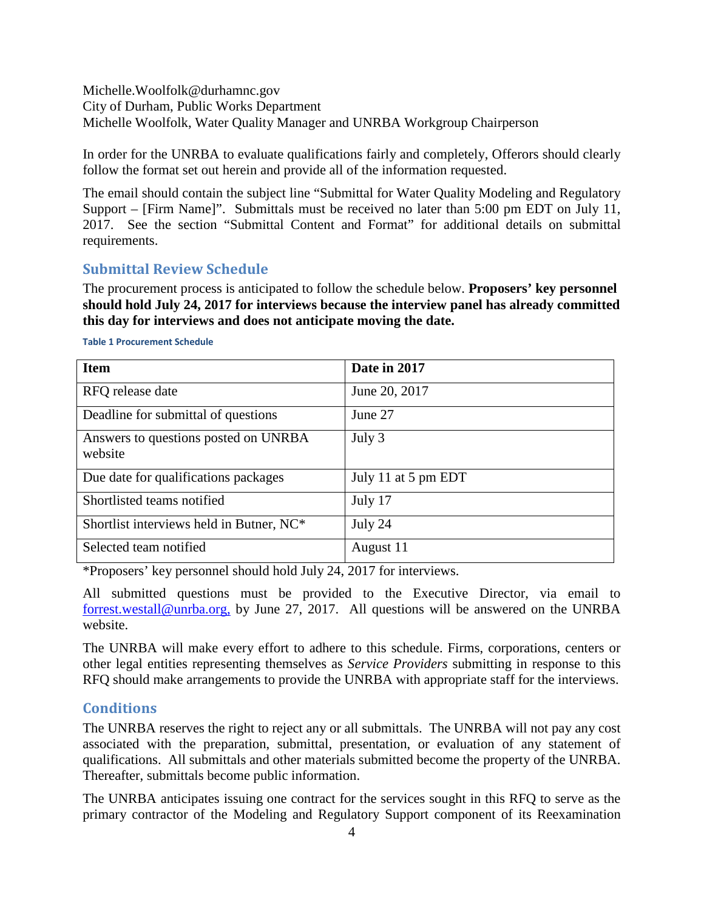Michelle.Woolfolk@durhamnc.gov
City of Durham, Public Works Department
Michelle Woolfolk, Water Quality Manager and UNRBA Workgroup Chairperson

In order for the UNRBA to evaluate qualifications fairly and completely, Offerors should clearly follow the format set out herein and provide all of the information requested.

The email should contain the subject line "Submittal for Water Quality Modeling and Regulatory Support – [Firm Name]". Submittals must be received no later than 5:00 pm EDT on July 11, 2017. See the section "Submittal Content and Format" for additional details on submittal requirements.

## Submittal Review Schedule

The procurement process is anticipated to follow the schedule below. **Proposers' key personnel should hold July 24, 2017 for interviews because the interview panel has already committed this day for interviews and does not anticipate moving the date.**

**Table 1 Procurement Schedule**

| Item | Date in 2017 |
|---|---|
| RFQ release date | June 20, 2017 |
| Deadline for submittal of questions | June 27 |
| Answers to questions posted on UNRBA website | July 3 |
| Due date for qualifications packages | July 11 at 5 pm EDT |
| Shortlisted teams notified | July 17 |
| Shortlist interviews held in Butner, NC* | July 24 |
| Selected team notified | August 11 |

*Proposers' key personnel should hold July 24, 2017 for interviews.

All submitted questions must be provided to the Executive Director, via email to forrest.westall@unrba.org, by June 27, 2017. All questions will be answered on the UNRBA website.

The UNRBA will make every effort to adhere to this schedule. Firms, corporations, centers or other legal entities representing themselves as *Service Providers* submitting in response to this RFQ should make arrangements to provide the UNRBA with appropriate staff for the interviews.

## Conditions

The UNRBA reserves the right to reject any or all submittals. The UNRBA will not pay any cost associated with the preparation, submittal, presentation, or evaluation of any statement of qualifications. All submittals and other materials submitted become the property of the UNRBA. Thereafter, submittals become public information.

The UNRBA anticipates issuing one contract for the services sought in this RFQ to serve as the primary contractor of the Modeling and Regulatory Support component of its Reexamination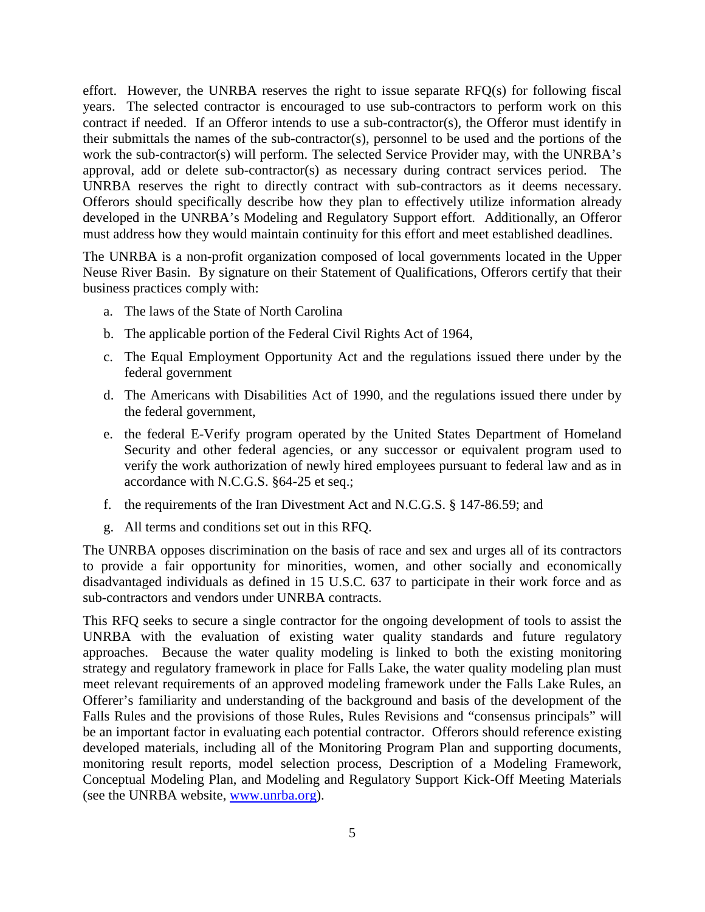effort. However, the UNRBA reserves the right to issue separate RFQ(s) for following fiscal years. The selected contractor is encouraged to use sub-contractors to perform work on this contract if needed. If an Offeror intends to use a sub-contractor(s), the Offeror must identify in their submittals the names of the sub-contractor(s), personnel to be used and the portions of the work the sub-contractor(s) will perform. The selected Service Provider may, with the UNRBA's approval, add or delete sub-contractor(s) as necessary during contract services period. The UNRBA reserves the right to directly contract with sub-contractors as it deems necessary. Offerors should specifically describe how they plan to effectively utilize information already developed in the UNRBA's Modeling and Regulatory Support effort. Additionally, an Offeror must address how they would maintain continuity for this effort and meet established deadlines.

The UNRBA is a non-profit organization composed of local governments located in the Upper Neuse River Basin. By signature on their Statement of Qualifications, Offerors certify that their business practices comply with:

a. The laws of the State of North Carolina
b. The applicable portion of the Federal Civil Rights Act of 1964,
c. The Equal Employment Opportunity Act and the regulations issued there under by the federal government
d. The Americans with Disabilities Act of 1990, and the regulations issued there under by the federal government,
e. the federal E-Verify program operated by the United States Department of Homeland Security and other federal agencies, or any successor or equivalent program used to verify the work authorization of newly hired employees pursuant to federal law and as in accordance with N.C.G.S. §64-25 et seq.;
f. the requirements of the Iran Divestment Act and N.C.G.S. § 147-86.59; and
g. All terms and conditions set out in this RFQ.

The UNRBA opposes discrimination on the basis of race and sex and urges all of its contractors to provide a fair opportunity for minorities, women, and other socially and economically disadvantaged individuals as defined in 15 U.S.C. 637 to participate in their work force and as sub-contractors and vendors under UNRBA contracts.

This RFQ seeks to secure a single contractor for the ongoing development of tools to assist the UNRBA with the evaluation of existing water quality standards and future regulatory approaches. Because the water quality modeling is linked to both the existing monitoring strategy and regulatory framework in place for Falls Lake, the water quality modeling plan must meet relevant requirements of an approved modeling framework under the Falls Lake Rules, an Offerer's familiarity and understanding of the background and basis of the development of the Falls Rules and the provisions of those Rules, Rules Revisions and "consensus principals" will be an important factor in evaluating each potential contractor. Offerors should reference existing developed materials, including all of the Monitoring Program Plan and supporting documents, monitoring result reports, model selection process, Description of a Modeling Framework, Conceptual Modeling Plan, and Modeling and Regulatory Support Kick-Off Meeting Materials (see the UNRBA website, [www.unrba.org](http://www.unrba.org)).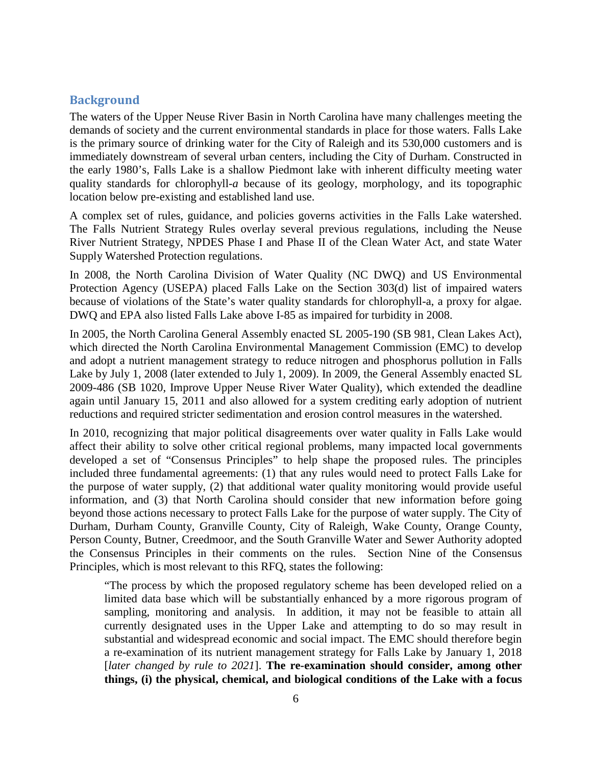## Background

The waters of the Upper Neuse River Basin in North Carolina have many challenges meeting the demands of society and the current environmental standards in place for those waters. Falls Lake is the primary source of drinking water for the City of Raleigh and its 530,000 customers and is immediately downstream of several urban centers, including the City of Durham. Constructed in the early 1980's, Falls Lake is a shallow Piedmont lake with inherent difficulty meeting water quality standards for chlorophyll-*a* because of its geology, morphology, and its topographic location below pre-existing and established land use.

A complex set of rules, guidance, and policies governs activities in the Falls Lake watershed. The Falls Nutrient Strategy Rules overlay several previous regulations, including the Neuse River Nutrient Strategy, NPDES Phase I and Phase II of the Clean Water Act, and state Water Supply Watershed Protection regulations.

In 2008, the North Carolina Division of Water Quality (NC DWQ) and US Environmental Protection Agency (USEPA) placed Falls Lake on the Section 303(d) list of impaired waters because of violations of the State's water quality standards for chlorophyll-a, a proxy for algae. DWQ and EPA also listed Falls Lake above I-85 as impaired for turbidity in 2008.

In 2005, the North Carolina General Assembly enacted SL 2005-190 (SB 981, Clean Lakes Act), which directed the North Carolina Environmental Management Commission (EMC) to develop and adopt a nutrient management strategy to reduce nitrogen and phosphorus pollution in Falls Lake by July 1, 2008 (later extended to July 1, 2009). In 2009, the General Assembly enacted SL 2009-486 (SB 1020, Improve Upper Neuse River Water Quality), which extended the deadline again until January 15, 2011 and also allowed for a system crediting early adoption of nutrient reductions and required stricter sedimentation and erosion control measures in the watershed.

In 2010, recognizing that major political disagreements over water quality in Falls Lake would affect their ability to solve other critical regional problems, many impacted local governments developed a set of "Consensus Principles" to help shape the proposed rules. The principles included three fundamental agreements: (1) that any rules would need to protect Falls Lake for the purpose of water supply, (2) that additional water quality monitoring would provide useful information, and (3) that North Carolina should consider that new information before going beyond those actions necessary to protect Falls Lake for the purpose of water supply. The City of Durham, Durham County, Granville County, City of Raleigh, Wake County, Orange County, Person County, Butner, Creedmoor, and the South Granville Water and Sewer Authority adopted the Consensus Principles in their comments on the rules. Section Nine of the Consensus Principles, which is most relevant to this RFQ, states the following:

> "The process by which the proposed regulatory scheme has been developed relied on a limited data base which will be substantially enhanced by a more rigorous program of sampling, monitoring and analysis. In addition, it may not be feasible to attain all currently designated uses in the Upper Lake and attempting to do so may result in substantial and widespread economic and social impact. The EMC should therefore begin a re-examination of its nutrient management strategy for Falls Lake by January 1, 2018 [*later changed by rule to 2021*]. **The re-examination should consider, among other things, (i) the physical, chemical, and biological conditions of the Lake with a focus**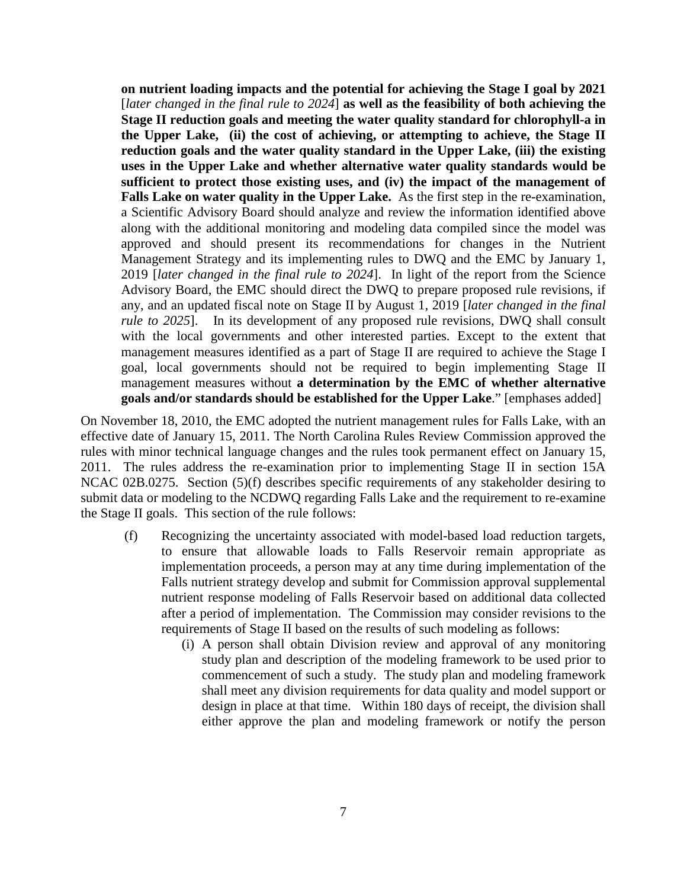> **on nutrient loading impacts and the potential for achieving the Stage I goal by 2021** [*later changed in the final rule to 2024*] **as well as the feasibility of both achieving the Stage II reduction goals and meeting the water quality standard for chlorophyll-a in the Upper Lake, (ii) the cost of achieving, or attempting to achieve, the Stage II reduction goals and the water quality standard in the Upper Lake, (iii) the existing uses in the Upper Lake and whether alternative water quality standards would be sufficient to protect those existing uses, and (iv) the impact of the management of Falls Lake on water quality in the Upper Lake.** As the first step in the re-examination, a Scientific Advisory Board should analyze and review the information identified above along with the additional monitoring and modeling data compiled since the model was approved and should present its recommendations for changes in the Nutrient Management Strategy and its implementing rules to DWQ and the EMC by January 1, 2019 [*later changed in the final rule to 2024*]. In light of the report from the Science Advisory Board, the EMC should direct the DWQ to prepare proposed rule revisions, if any, and an updated fiscal note on Stage II by August 1, 2019 [*later changed in the final rule to 2025*]. In its development of any proposed rule revisions, DWQ shall consult with the local governments and other interested parties. Except to the extent that management measures identified as a part of Stage II are required to achieve the Stage I goal, local governments should not be required to begin implementing Stage II management measures without **a determination by the EMC of whether alternative goals and/or standards should be established for the Upper Lake**." [emphases added]

On November 18, 2010, the EMC adopted the nutrient management rules for Falls Lake, with an effective date of January 15, 2011. The North Carolina Rules Review Commission approved the rules with minor technical language changes and the rules took permanent effect on January 15, 2011. The rules address the re-examination prior to implementing Stage II in section 15A NCAC 02B.0275. Section (5)(f) describes specific requirements of any stakeholder desiring to submit data or modeling to the NCDWQ regarding Falls Lake and the requirement to re-examine the Stage II goals. This section of the rule follows:

> (f) Recognizing the uncertainty associated with model-based load reduction targets, to ensure that allowable loads to Falls Reservoir remain appropriate as implementation proceeds, a person may at any time during implementation of the Falls nutrient strategy develop and submit for Commission approval supplemental nutrient response modeling of Falls Reservoir based on additional data collected after a period of implementation. The Commission may consider revisions to the requirements of Stage II based on the results of such modeling as follows:
>
> (i) A person shall obtain Division review and approval of any monitoring study plan and description of the modeling framework to be used prior to commencement of such a study. The study plan and modeling framework shall meet any division requirements for data quality and model support or design in place at that time. Within 180 days of receipt, the division shall either approve the plan and modeling framework or notify the person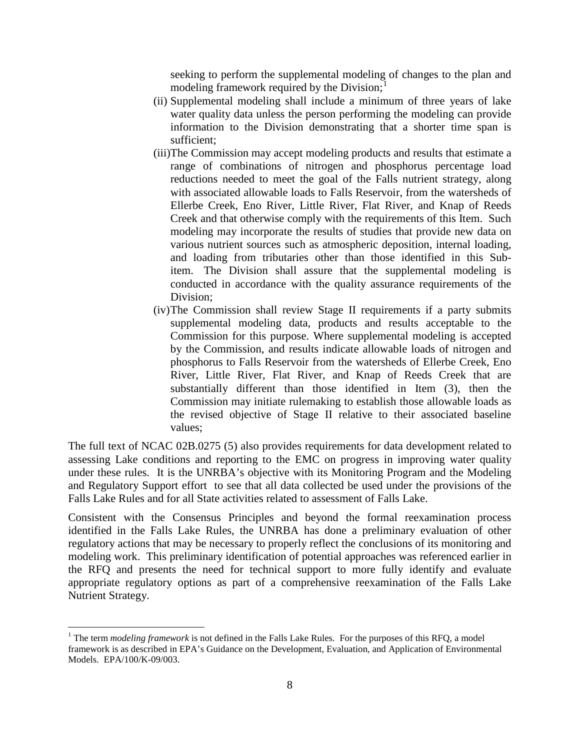seeking to perform the supplemental modeling of changes to the plan and modeling framework required by the Division;[1]

(ii) Supplemental modeling shall include a minimum of three years of lake water quality data unless the person performing the modeling can provide information to the Division demonstrating that a shorter time span is sufficient;

(iii) The Commission may accept modeling products and results that estimate a range of combinations of nitrogen and phosphorus percentage load reductions needed to meet the goal of the Falls nutrient strategy, along with associated allowable loads to Falls Reservoir, from the watersheds of Ellerbe Creek, Eno River, Little River, Flat River, and Knap of Reeds Creek and that otherwise comply with the requirements of this Item. Such modeling may incorporate the results of studies that provide new data on various nutrient sources such as atmospheric deposition, internal loading, and loading from tributaries other than those identified in this Sub-item. The Division shall assure that the supplemental modeling is conducted in accordance with the quality assurance requirements of the Division;

(iv) The Commission shall review Stage II requirements if a party submits supplemental modeling data, products and results acceptable to the Commission for this purpose. Where supplemental modeling is accepted by the Commission, and results indicate allowable loads of nitrogen and phosphorus to Falls Reservoir from the watersheds of Ellerbe Creek, Eno River, Little River, Flat River, and Knap of Reeds Creek that are substantially different than those identified in Item (3), then the Commission may initiate rulemaking to establish those allowable loads as the revised objective of Stage II relative to their associated baseline values;

The full text of NCAC 02B.0275 (5) also provides requirements for data development related to assessing Lake conditions and reporting to the EMC on progress in improving water quality under these rules. It is the UNRBA's objective with its Monitoring Program and the Modeling and Regulatory Support effort to see that all data collected be used under the provisions of the Falls Lake Rules and for all State activities related to assessment of Falls Lake.

Consistent with the Consensus Principles and beyond the formal reexamination process identified in the Falls Lake Rules, the UNRBA has done a preliminary evaluation of other regulatory actions that may be necessary to properly reflect the conclusions of its monitoring and modeling work. This preliminary identification of potential approaches was referenced earlier in the RFQ and presents the need for technical support to more fully identify and evaluate appropriate regulatory options as part of a comprehensive reexamination of the Falls Lake Nutrient Strategy.

---

[1] The term *modeling framework* is not defined in the Falls Lake Rules. For the purposes of this RFQ, a model framework is as described in EPA's Guidance on the Development, Evaluation, and Application of Environmental Models. EPA/100/K-09/003.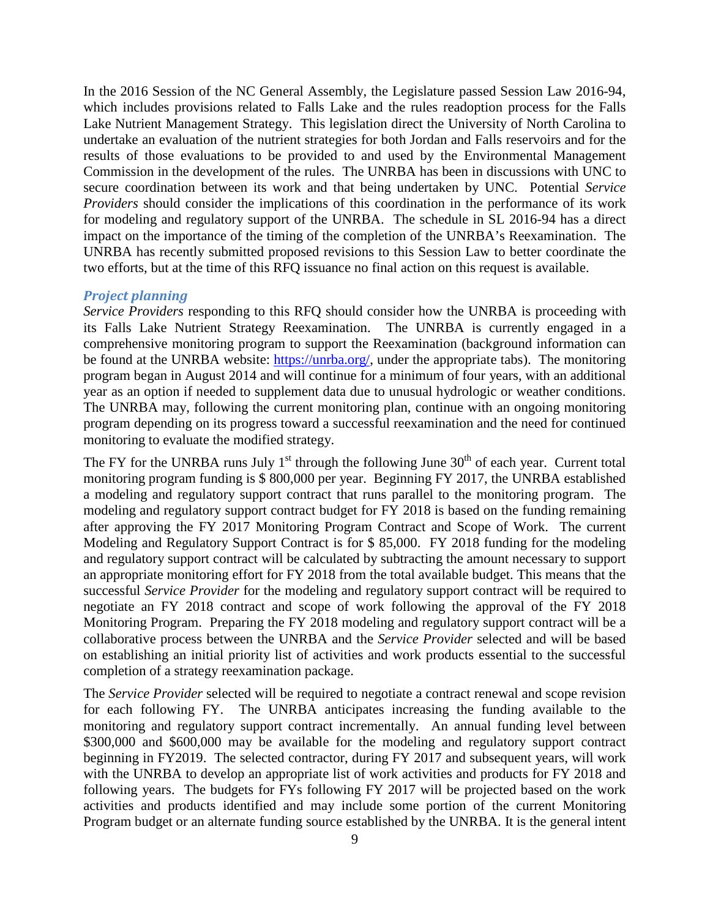In the 2016 Session of the NC General Assembly, the Legislature passed Session Law 2016-94, which includes provisions related to Falls Lake and the rules readoption process for the Falls Lake Nutrient Management Strategy. This legislation direct the University of North Carolina to undertake an evaluation of the nutrient strategies for both Jordan and Falls reservoirs and for the results of those evaluations to be provided to and used by the Environmental Management Commission in the development of the rules. The UNRBA has been in discussions with UNC to secure coordination between its work and that being undertaken by UNC. Potential *Service Providers* should consider the implications of this coordination in the performance of its work for modeling and regulatory support of the UNRBA. The schedule in SL 2016-94 has a direct impact on the importance of the timing of the completion of the UNRBA's Reexamination. The UNRBA has recently submitted proposed revisions to this Session Law to better coordinate the two efforts, but at the time of this RFQ issuance no final action on this request is available.

### *Project planning*

*Service Providers* responding to this RFQ should consider how the UNRBA is proceeding with its Falls Lake Nutrient Strategy Reexamination. The UNRBA is currently engaged in a comprehensive monitoring program to support the Reexamination (background information can be found at the UNRBA website: https://unrba.org/, under the appropriate tabs). The monitoring program began in August 2014 and will continue for a minimum of four years, with an additional year as an option if needed to supplement data due to unusual hydrologic or weather conditions. The UNRBA may, following the current monitoring plan, continue with an ongoing monitoring program depending on its progress toward a successful reexamination and the need for continued monitoring to evaluate the modified strategy.

The FY for the UNRBA runs July 1st through the following June 30th of each year. Current total monitoring program funding is $ 800,000 per year. Beginning FY 2017, the UNRBA established a modeling and regulatory support contract that runs parallel to the monitoring program. The modeling and regulatory support contract budget for FY 2018 is based on the funding remaining after approving the FY 2017 Monitoring Program Contract and Scope of Work. The current Modeling and Regulatory Support Contract is for $ 85,000. FY 2018 funding for the modeling and regulatory support contract will be calculated by subtracting the amount necessary to support an appropriate monitoring effort for FY 2018 from the total available budget. This means that the successful *Service Provider* for the modeling and regulatory support contract will be required to negotiate an FY 2018 contract and scope of work following the approval of the FY 2018 Monitoring Program. Preparing the FY 2018 modeling and regulatory support contract will be a collaborative process between the UNRBA and the *Service Provider* selected and will be based on establishing an initial priority list of activities and work products essential to the successful completion of a strategy reexamination package.

The *Service Provider* selected will be required to negotiate a contract renewal and scope revision for each following FY. The UNRBA anticipates increasing the funding available to the monitoring and regulatory support contract incrementally. An annual funding level between $300,000 and $600,000 may be available for the modeling and regulatory support contract beginning in FY2019. The selected contractor, during FY 2017 and subsequent years, will work with the UNRBA to develop an appropriate list of work activities and products for FY 2018 and following years. The budgets for FYs following FY 2017 will be projected based on the work activities and products identified and may include some portion of the current Monitoring Program budget or an alternate funding source established by the UNRBA. It is the general intent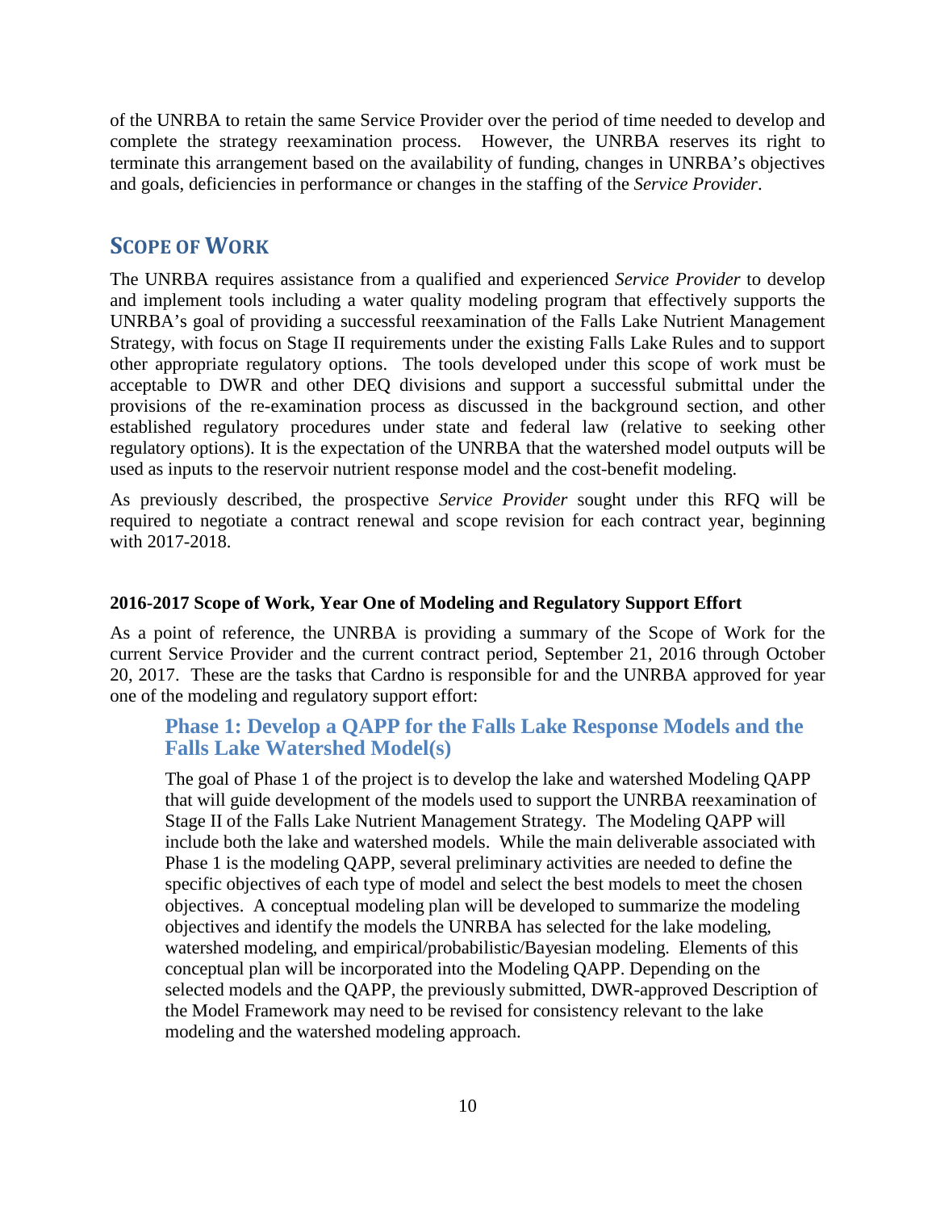of the UNRBA to retain the same Service Provider over the period of time needed to develop and complete the strategy reexamination process. However, the UNRBA reserves its right to terminate this arrangement based on the availability of funding, changes in UNRBA's objectives and goals, deficiencies in performance or changes in the staffing of the *Service Provider*.

## SCOPE OF WORK

The UNRBA requires assistance from a qualified and experienced *Service Provider* to develop and implement tools including a water quality modeling program that effectively supports the UNRBA's goal of providing a successful reexamination of the Falls Lake Nutrient Management Strategy, with focus on Stage II requirements under the existing Falls Lake Rules and to support other appropriate regulatory options. The tools developed under this scope of work must be acceptable to DWR and other DEQ divisions and support a successful submittal under the provisions of the re-examination process as discussed in the background section, and other established regulatory procedures under state and federal law (relative to seeking other regulatory options). It is the expectation of the UNRBA that the watershed model outputs will be used as inputs to the reservoir nutrient response model and the cost-benefit modeling.

As previously described, the prospective *Service Provider* sought under this RFQ will be required to negotiate a contract renewal and scope revision for each contract year, beginning with 2017-2018.

**2016-2017 Scope of Work, Year One of Modeling and Regulatory Support Effort**

As a point of reference, the UNRBA is providing a summary of the Scope of Work for the current Service Provider and the current contract period, September 21, 2016 through October 20, 2017. These are the tasks that Cardno is responsible for and the UNRBA approved for year one of the modeling and regulatory support effort:

### Phase 1: Develop a QAPP for the Falls Lake Response Models and the Falls Lake Watershed Model(s)

The goal of Phase 1 of the project is to develop the lake and watershed Modeling QAPP that will guide development of the models used to support the UNRBA reexamination of Stage II of the Falls Lake Nutrient Management Strategy. The Modeling QAPP will include both the lake and watershed models. While the main deliverable associated with Phase 1 is the modeling QAPP, several preliminary activities are needed to define the specific objectives of each type of model and select the best models to meet the chosen objectives. A conceptual modeling plan will be developed to summarize the modeling objectives and identify the models the UNRBA has selected for the lake modeling, watershed modeling, and empirical/probabilistic/Bayesian modeling. Elements of this conceptual plan will be incorporated into the Modeling QAPP. Depending on the selected models and the QAPP, the previously submitted, DWR-approved Description of the Model Framework may need to be revised for consistency relevant to the lake modeling and the watershed modeling approach.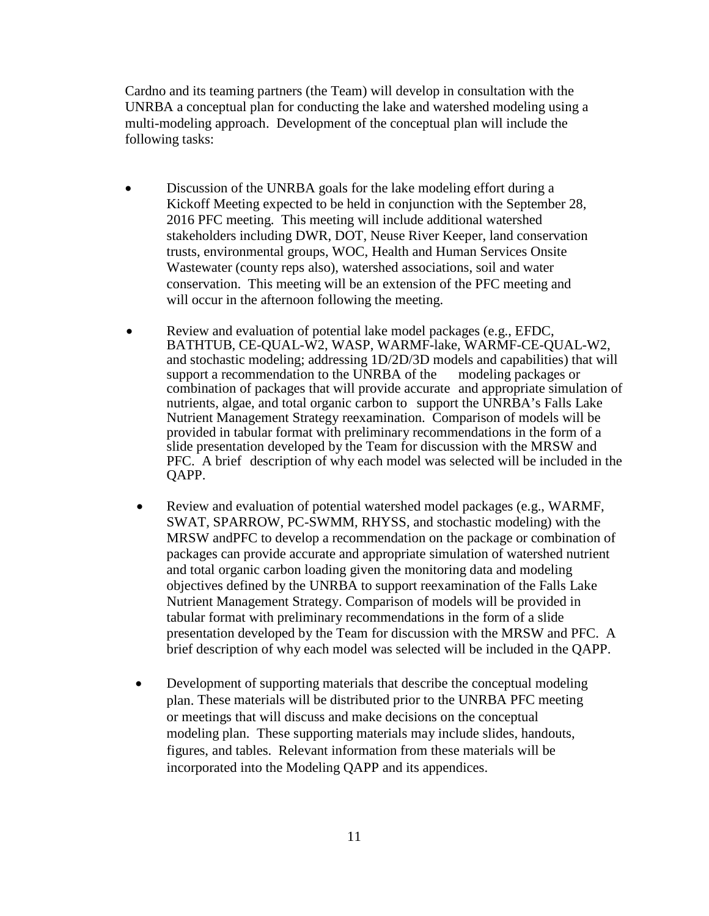Cardno and its teaming partners (the Team) will develop in consultation with the UNRBA a conceptual plan for conducting the lake and watershed modeling using a multi-modeling approach. Development of the conceptual plan will include the following tasks:

- Discussion of the UNRBA goals for the lake modeling effort during a Kickoff Meeting expected to be held in conjunction with the September 28, 2016 PFC meeting. This meeting will include additional watershed stakeholders including DWR, DOT, Neuse River Keeper, land conservation trusts, environmental groups, WOC, Health and Human Services Onsite Wastewater (county reps also), watershed associations, soil and water conservation. This meeting will be an extension of the PFC meeting and will occur in the afternoon following the meeting.

- Review and evaluation of potential lake model packages (e.g., EFDC, BATHTUB, CE-QUAL-W2, WASP, WARMF-lake, WARMF-CE-QUAL-W2, and stochastic modeling; addressing 1D/2D/3D models and capabilities) that will support a recommendation to the UNRBA of the modeling packages or combination of packages that will provide accurate and appropriate simulation of nutrients, algae, and total organic carbon to support the UNRBA's Falls Lake Nutrient Management Strategy reexamination. Comparison of models will be provided in tabular format with preliminary recommendations in the form of a slide presentation developed by the Team for discussion with the MRSW and PFC. A brief description of why each model was selected will be included in the QAPP.

- Review and evaluation of potential watershed model packages (e.g., WARMF, SWAT, SPARROW, PC-SWMM, RHYSS, and stochastic modeling) with the MRSW andPFC to develop a recommendation on the package or combination of packages can provide accurate and appropriate simulation of watershed nutrient and total organic carbon loading given the monitoring data and modeling objectives defined by the UNRBA to support reexamination of the Falls Lake Nutrient Management Strategy. Comparison of models will be provided in tabular format with preliminary recommendations in the form of a slide presentation developed by the Team for discussion with the MRSW and PFC. A brief description of why each model was selected will be included in the QAPP.

- Development of supporting materials that describe the conceptual modeling plan. These materials will be distributed prior to the UNRBA PFC meeting or meetings that will discuss and make decisions on the conceptual modeling plan. These supporting materials may include slides, handouts, figures, and tables. Relevant information from these materials will be incorporated into the Modeling QAPP and its appendices.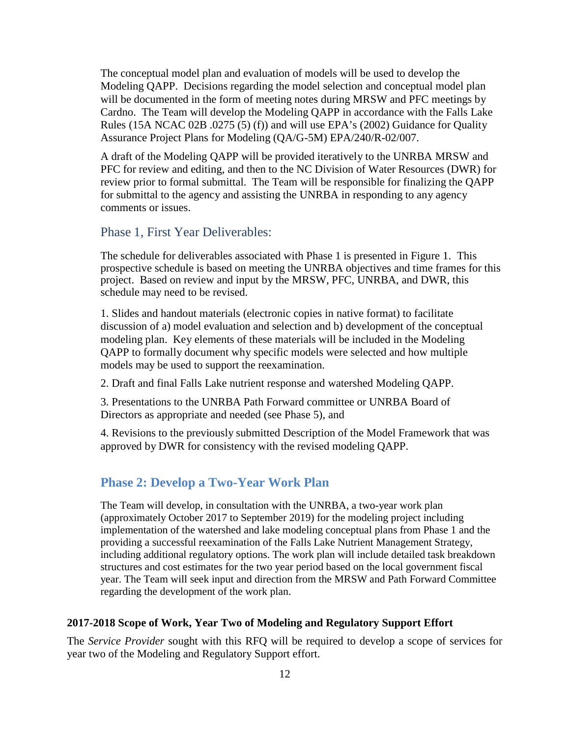The conceptual model plan and evaluation of models will be used to develop the Modeling QAPP. Decisions regarding the model selection and conceptual model plan will be documented in the form of meeting notes during MRSW and PFC meetings by Cardno. The Team will develop the Modeling QAPP in accordance with the Falls Lake Rules (15A NCAC 02B .0275 (5) (f)) and will use EPA's (2002) Guidance for Quality Assurance Project Plans for Modeling (QA/G-5M) EPA/240/R-02/007.

A draft of the Modeling QAPP will be provided iteratively to the UNRBA MRSW and PFC for review and editing, and then to the NC Division of Water Resources (DWR) for review prior to formal submittal. The Team will be responsible for finalizing the QAPP for submittal to the agency and assisting the UNRBA in responding to any agency comments or issues.

### Phase 1, First Year Deliverables:

The schedule for deliverables associated with Phase 1 is presented in Figure 1. This prospective schedule is based on meeting the UNRBA objectives and time frames for this project. Based on review and input by the MRSW, PFC, UNRBA, and DWR, this schedule may need to be revised.

1. Slides and handout materials (electronic copies in native format) to facilitate discussion of a) model evaluation and selection and b) development of the conceptual modeling plan. Key elements of these materials will be included in the Modeling QAPP to formally document why specific models were selected and how multiple models may be used to support the reexamination.

2. Draft and final Falls Lake nutrient response and watershed Modeling QAPP.

3. Presentations to the UNRBA Path Forward committee or UNRBA Board of Directors as appropriate and needed (see Phase 5), and

4. Revisions to the previously submitted Description of the Model Framework that was approved by DWR for consistency with the revised modeling QAPP.

## Phase 2: Develop a Two-Year Work Plan

The Team will develop, in consultation with the UNRBA, a two-year work plan (approximately October 2017 to September 2019) for the modeling project including implementation of the watershed and lake modeling conceptual plans from Phase 1 and the providing a successful reexamination of the Falls Lake Nutrient Management Strategy, including additional regulatory options. The work plan will include detailed task breakdown structures and cost estimates for the two year period based on the local government fiscal year. The Team will seek input and direction from the MRSW and Path Forward Committee regarding the development of the work plan.

**2017-2018 Scope of Work, Year Two of Modeling and Regulatory Support Effort**

The *Service Provider* sought with this RFQ will be required to develop a scope of services for year two of the Modeling and Regulatory Support effort.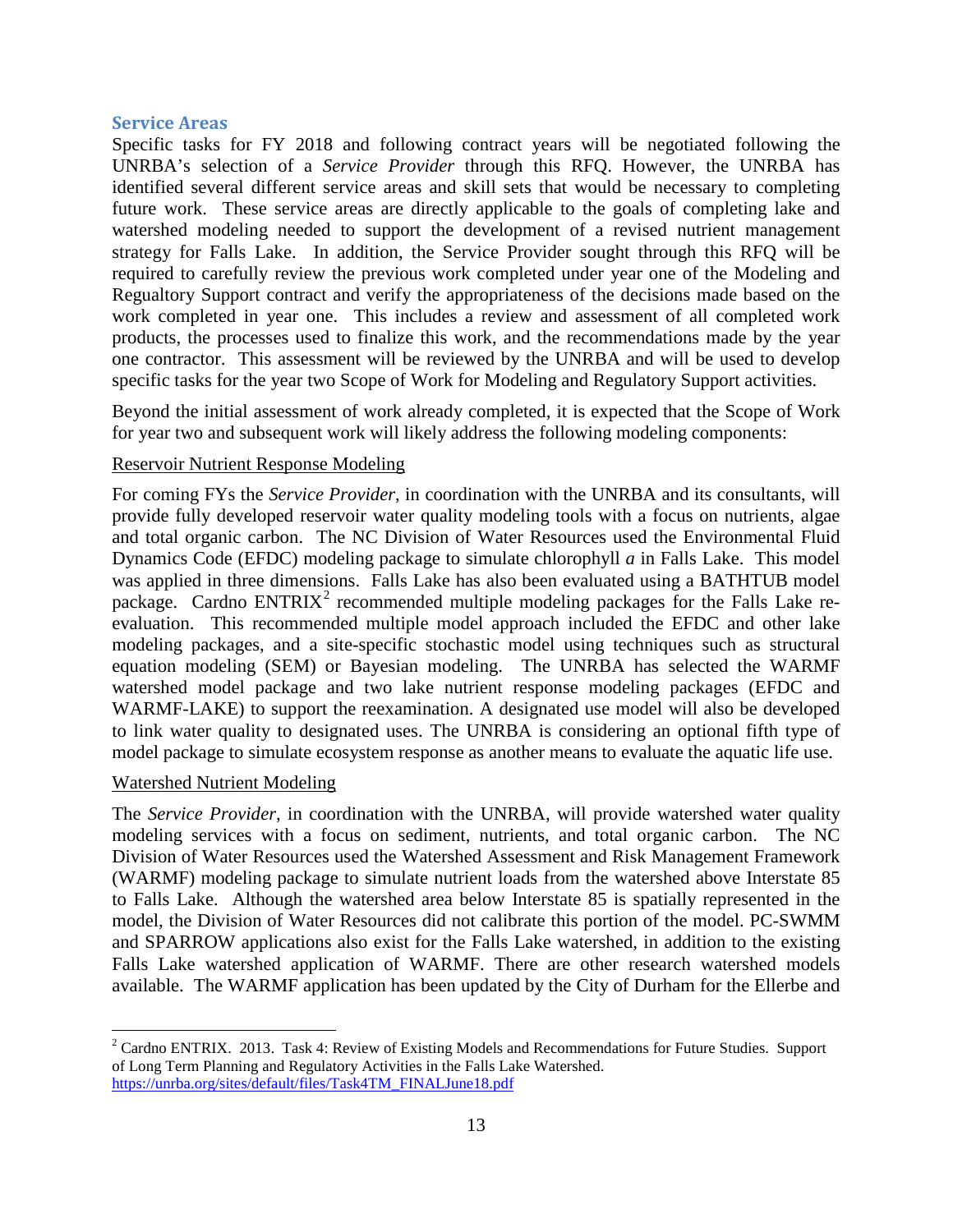## Service Areas

Specific tasks for FY 2018 and following contract years will be negotiated following the UNRBA's selection of a *Service Provider* through this RFQ. However, the UNRBA has identified several different service areas and skill sets that would be necessary to completing future work. These service areas are directly applicable to the goals of completing lake and watershed modeling needed to support the development of a revised nutrient management strategy for Falls Lake. In addition, the Service Provider sought through this RFQ will be required to carefully review the previous work completed under year one of the Modeling and Regualtory Support contract and verify the appropriateness of the decisions made based on the work completed in year one. This includes a review and assessment of all completed work products, the processes used to finalize this work, and the recommendations made by the year one contractor. This assessment will be reviewed by the UNRBA and will be used to develop specific tasks for the year two Scope of Work for Modeling and Regulatory Support activities.

Beyond the initial assessment of work already completed, it is expected that the Scope of Work for year two and subsequent work will likely address the following modeling components:

### Reservoir Nutrient Response Modeling

For coming FYs the *Service Provider*, in coordination with the UNRBA and its consultants, will provide fully developed reservoir water quality modeling tools with a focus on nutrients, algae and total organic carbon. The NC Division of Water Resources used the Environmental Fluid Dynamics Code (EFDC) modeling package to simulate chlorophyll *a* in Falls Lake. This model was applied in three dimensions. Falls Lake has also been evaluated using a BATHTUB model package. Cardno ENTRIX[2] recommended multiple modeling packages for the Falls Lake re-evaluation. This recommended multiple model approach included the EFDC and other lake modeling packages, and a site-specific stochastic model using techniques such as structural equation modeling (SEM) or Bayesian modeling. The UNRBA has selected the WARMF watershed model package and two lake nutrient response modeling packages (EFDC and WARMF-LAKE) to support the reexamination. A designated use model will also be developed to link water quality to designated uses. The UNRBA is considering an optional fifth type of model package to simulate ecosystem response as another means to evaluate the aquatic life use.

### Watershed Nutrient Modeling

The *Service Provider*, in coordination with the UNRBA, will provide watershed water quality modeling services with a focus on sediment, nutrients, and total organic carbon. The NC Division of Water Resources used the Watershed Assessment and Risk Management Framework (WARMF) modeling package to simulate nutrient loads from the watershed above Interstate 85 to Falls Lake. Although the watershed area below Interstate 85 is spatially represented in the model, the Division of Water Resources did not calibrate this portion of the model. PC-SWMM and SPARROW applications also exist for the Falls Lake watershed, in addition to the existing Falls Lake watershed application of WARMF. There are other research watershed models available. The WARMF application has been updated by the City of Durham for the Ellerbe and

---

[2] Cardno ENTRIX. 2013. Task 4: Review of Existing Models and Recommendations for Future Studies. Support of Long Term Planning and Regulatory Activities in the Falls Lake Watershed. https://unrba.org/sites/default/files/Task4TM_FINALJune18.pdf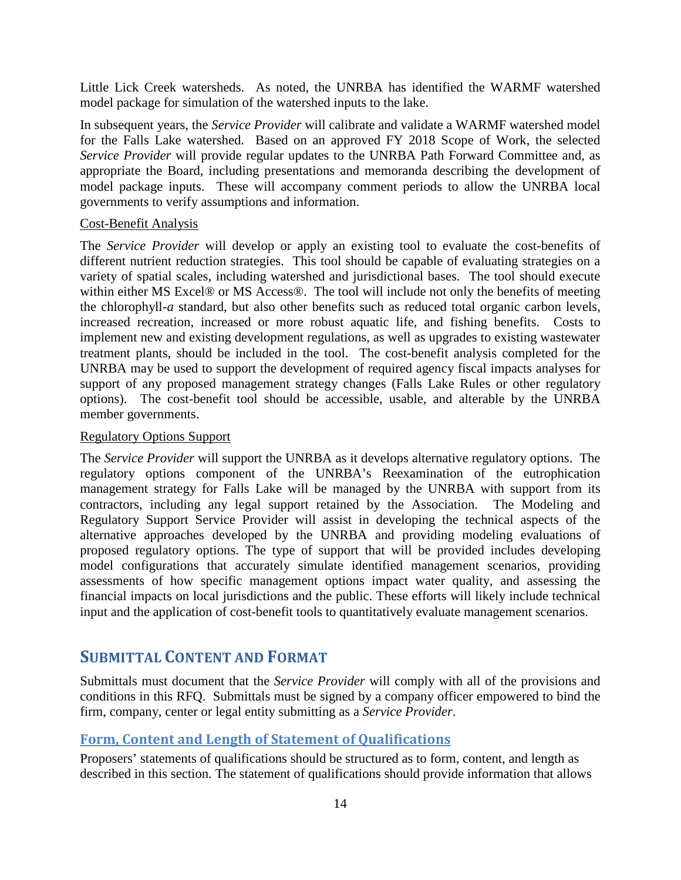Little Lick Creek watersheds. As noted, the UNRBA has identified the WARMF watershed model package for simulation of the watershed inputs to the lake.

In subsequent years, the *Service Provider* will calibrate and validate a WARMF watershed model for the Falls Lake watershed. Based on an approved FY 2018 Scope of Work, the selected *Service Provider* will provide regular updates to the UNRBA Path Forward Committee and, as appropriate the Board, including presentations and memoranda describing the development of model package inputs. These will accompany comment periods to allow the UNRBA local governments to verify assumptions and information.

Cost-Benefit Analysis

The *Service Provider* will develop or apply an existing tool to evaluate the cost-benefits of different nutrient reduction strategies. This tool should be capable of evaluating strategies on a variety of spatial scales, including watershed and jurisdictional bases. The tool should execute within either MS Excel® or MS Access®. The tool will include not only the benefits of meeting the chlorophyll-*a* standard, but also other benefits such as reduced total organic carbon levels, increased recreation, increased or more robust aquatic life, and fishing benefits. Costs to implement new and existing development regulations, as well as upgrades to existing wastewater treatment plants, should be included in the tool. The cost-benefit analysis completed for the UNRBA may be used to support the development of required agency fiscal impacts analyses for support of any proposed management strategy changes (Falls Lake Rules or other regulatory options). The cost-benefit tool should be accessible, usable, and alterable by the UNRBA member governments.

Regulatory Options Support

The *Service Provider* will support the UNRBA as it develops alternative regulatory options. The regulatory options component of the UNRBA's Reexamination of the eutrophication management strategy for Falls Lake will be managed by the UNRBA with support from its contractors, including any legal support retained by the Association. The Modeling and Regulatory Support Service Provider will assist in developing the technical aspects of the alternative approaches developed by the UNRBA and providing modeling evaluations of proposed regulatory options. The type of support that will be provided includes developing model configurations that accurately simulate identified management scenarios, providing assessments of how specific management options impact water quality, and assessing the financial impacts on local jurisdictions and the public. These efforts will likely include technical input and the application of cost-benefit tools to quantitatively evaluate management scenarios.

## SUBMITTAL CONTENT AND FORMAT

Submittals must document that the *Service Provider* will comply with all of the provisions and conditions in this RFQ. Submittals must be signed by a company officer empowered to bind the firm, company, center or legal entity submitting as a *Service Provider*.

### Form, Content and Length of Statement of Qualifications

Proposers' statements of qualifications should be structured as to form, content, and length as described in this section. The statement of qualifications should provide information that allows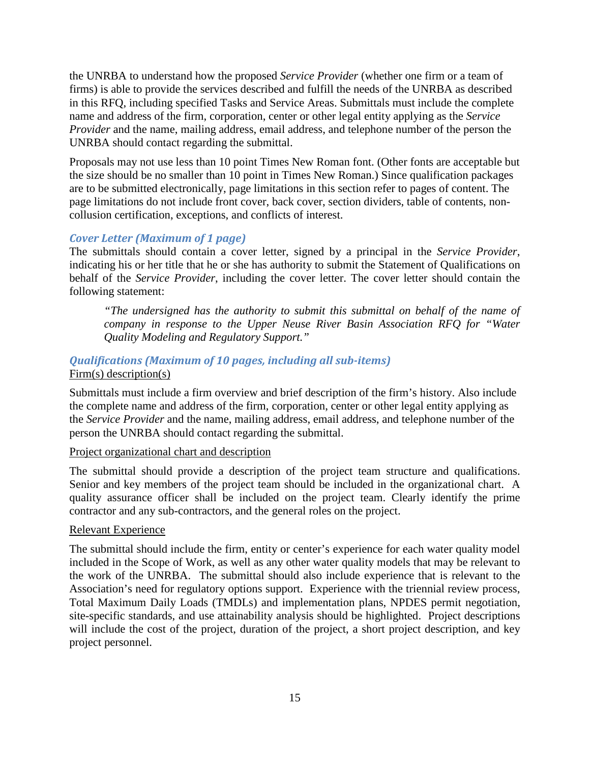the UNRBA to understand how the proposed *Service Provider* (whether one firm or a team of firms) is able to provide the services described and fulfill the needs of the UNRBA as described in this RFQ, including specified Tasks and Service Areas. Submittals must include the complete name and address of the firm, corporation, center or other legal entity applying as the *Service Provider* and the name, mailing address, email address, and telephone number of the person the UNRBA should contact regarding the submittal.

Proposals may not use less than 10 point Times New Roman font. (Other fonts are acceptable but the size should be no smaller than 10 point in Times New Roman.) Since qualification packages are to be submitted electronically, page limitations in this section refer to pages of content. The page limitations do not include front cover, back cover, section dividers, table of contents, non-collusion certification, exceptions, and conflicts of interest.

### *Cover Letter (Maximum of 1 page)*

The submittals should contain a cover letter, signed by a principal in the *Service Provider*, indicating his or her title that he or she has authority to submit the Statement of Qualifications on behalf of the *Service Provider*, including the cover letter. The cover letter should contain the following statement:

> *"The undersigned has the authority to submit this submittal on behalf of the name of company in response to the Upper Neuse River Basin Association RFQ for "Water Quality Modeling and Regulatory Support."*

### *Qualifications (Maximum of 10 pages, including all sub-items)*

Firm(s) description(s)

Submittals must include a firm overview and brief description of the firm's history. Also include the complete name and address of the firm, corporation, center or other legal entity applying as the *Service Provider* and the name, mailing address, email address, and telephone number of the person the UNRBA should contact regarding the submittal.

Project organizational chart and description

The submittal should provide a description of the project team structure and qualifications. Senior and key members of the project team should be included in the organizational chart. A quality assurance officer shall be included on the project team. Clearly identify the prime contractor and any sub-contractors, and the general roles on the project.

Relevant Experience

The submittal should include the firm, entity or center's experience for each water quality model included in the Scope of Work, as well as any other water quality models that may be relevant to the work of the UNRBA. The submittal should also include experience that is relevant to the Association's need for regulatory options support. Experience with the triennial review process, Total Maximum Daily Loads (TMDLs) and implementation plans, NPDES permit negotiation, site-specific standards, and use attainability analysis should be highlighted. Project descriptions will include the cost of the project, duration of the project, a short project description, and key project personnel.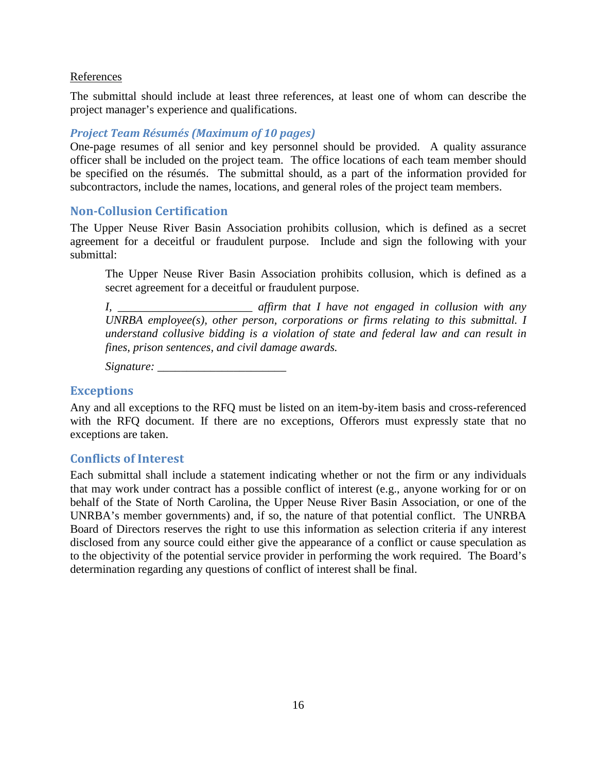References

The submittal should include at least three references, at least one of whom can describe the project manager's experience and qualifications.

### *Project Team Résumés (Maximum of 10 pages)*

One-page resumes of all senior and key personnel should be provided. A quality assurance officer shall be included on the project team. The office locations of each team member should be specified on the résumés. The submittal should, as a part of the information provided for subcontractors, include the names, locations, and general roles of the project team members.

## Non-Collusion Certification

The Upper Neuse River Basin Association prohibits collusion, which is defined as a secret agreement for a deceitful or fraudulent purpose. Include and sign the following with your submittal:

> The Upper Neuse River Basin Association prohibits collusion, which is defined as a secret agreement for a deceitful or fraudulent purpose.
>
> *I, _______________________ affirm that I have not engaged in collusion with any UNRBA employee(s), other person, corporations or firms relating to this submittal. I understand collusive bidding is a violation of state and federal law and can result in fines, prison sentences, and civil damage awards.*
>
> *Signature:* ______________________

## Exceptions

Any and all exceptions to the RFQ must be listed on an item-by-item basis and cross-referenced with the RFQ document. If there are no exceptions, Offerors must expressly state that no exceptions are taken.

## Conflicts of Interest

Each submittal shall include a statement indicating whether or not the firm or any individuals that may work under contract has a possible conflict of interest (e.g., anyone working for or on behalf of the State of North Carolina, the Upper Neuse River Basin Association, or one of the UNRBA's member governments) and, if so, the nature of that potential conflict. The UNRBA Board of Directors reserves the right to use this information as selection criteria if any interest disclosed from any source could either give the appearance of a conflict or cause speculation as to the objectivity of the potential service provider in performing the work required. The Board's determination regarding any questions of conflict of interest shall be final.